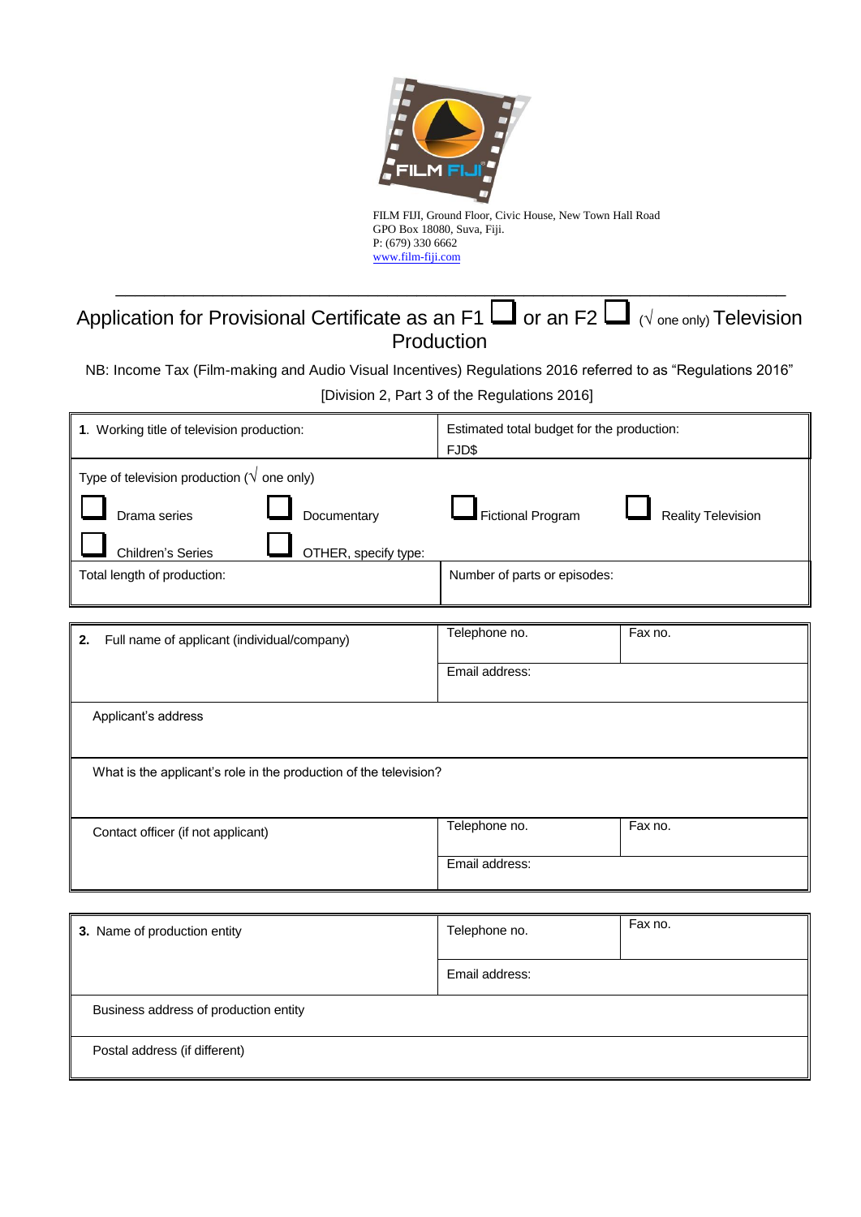FILM FIJI, Ground Floor, Civic House, New Town Hall Road
GPO Box 18080, Suva, Fiji.
P: (679) 330 6662
www.film-fiji.com

---

# Application for Provisional Certificate as an F1 ☐ or an F2 ☐ (√ one only) Television Production

NB: Income Tax (Film-making and Audio Visual Incentives) Regulations 2016 referred to as "Regulations 2016"

[Division 2, Part 3 of the Regulations 2016]

| **1**. Working title of television production: | | Estimated total budget for the production: FJD$ | |
|---|---|---|---|
| Type of television production (√ one only) | | | |
| ☐ Drama series | ☐ Documentary | ☐ Fictional Program | ☐ Reality Television |
| ☐ Children's Series | ☐ OTHER, specify type: | | |
| Total length of production: | | Number of parts or episodes: | |

| **2.** Full name of applicant (individual/company) | Telephone no. | Fax no. |
|---|---|---|
| | Email address: | |
| Applicant's address | | |
| What is the applicant's role in the production of the television? | | |
| Contact officer (if not applicant) | Telephone no. | Fax no. |
| | Email address: | |

| **3.** Name of production entity | Telephone no. | Fax no. |
|---|---|---|
| | Email address: | |
| Business address of production entity | | |
| Postal address (if different) | | |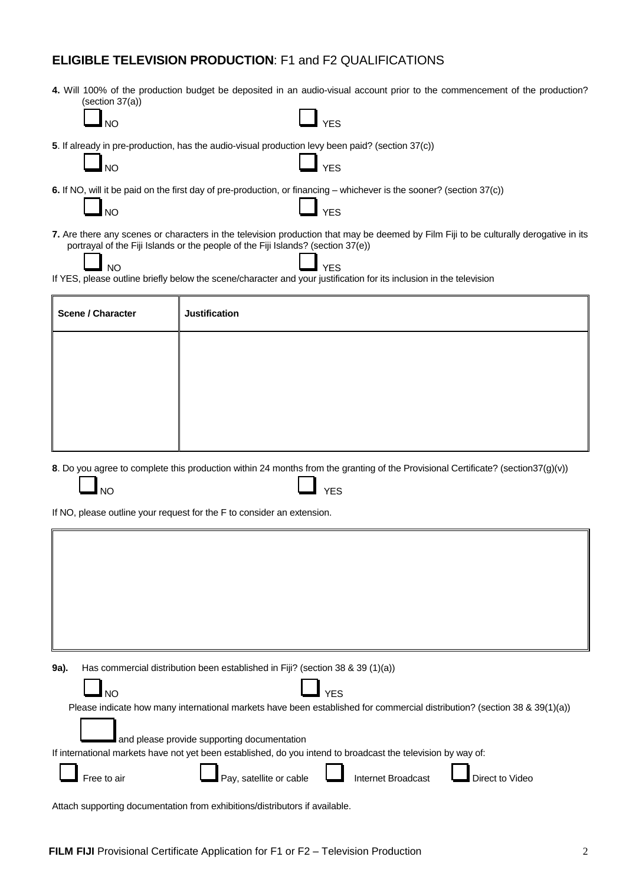## **ELIGIBLE TELEVISION PRODUCTION**: F1 and F2 QUALIFICATIONS

**4.** Will 100% of the production budget be deposited in an audio-visual account prior to the commencement of the production? (section 37(a))

☐ NO ☐ YES

**5**. If already in pre-production, has the audio-visual production levy been paid? (section 37(c))

☐ NO ☐ YES

**6.** If NO, will it be paid on the first day of pre-production, or financing – whichever is the sooner? (section 37(c))

☐ NO ☐ YES

**7.** Are there any scenes or characters in the television production that may be deemed by Film Fiji to be culturally derogative in its portrayal of the Fiji Islands or the people of the Fiji Islands? (section 37(e))

☐ NO ☐ YES

If YES, please outline briefly below the scene/character and your justification for its inclusion in the television

| **Scene / Character** | **Justification** |
|---|---|
| | |

**8**. Do you agree to complete this production within 24 months from the granting of the Provisional Certificate? (section37(g)(v))

☐ NO ☐ YES

If NO, please outline your request for the F to consider an extension.

| |
|---|
| |

**9a).** Has commercial distribution been established in Fiji? (section 38 & 39 (1)(a))

☐ NO ☐ YES

Please indicate how many international markets have been established for commercial distribution? (section 38 & 39(1)(a))

☐ and please provide supporting documentation

If international markets have not yet been established, do you intend to broadcast the television by way of:

☐ Free to air ☐ Pay, satellite or cable ☐ Internet Broadcast ☐ Direct to Video

Attach supporting documentation from exhibitions/distributors if available.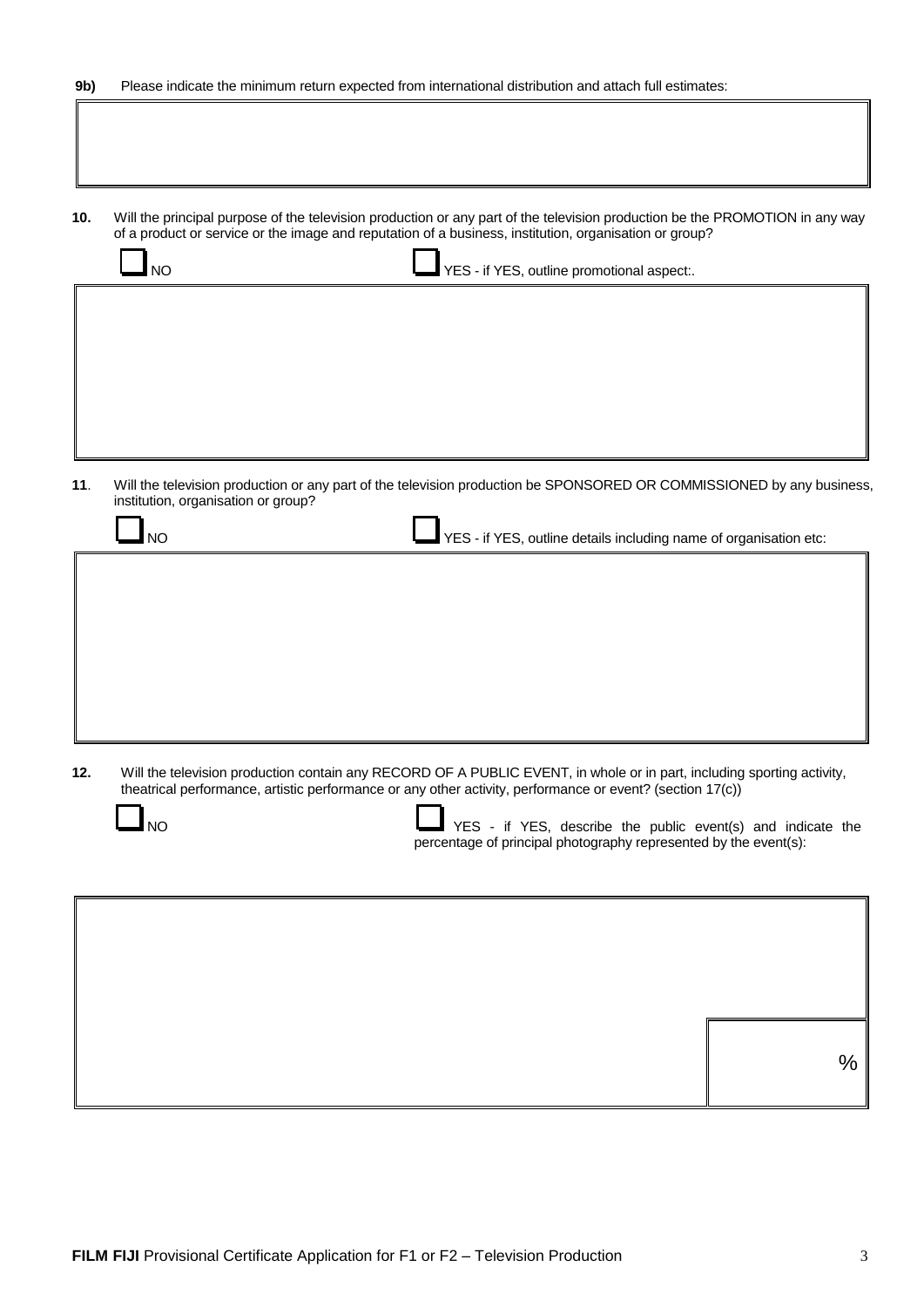**9b)** Please indicate the minimum return expected from international distribution and attach full estimates:

**10.** Will the principal purpose of the television production or any part of the television production be the PROMOTION in any way of a product or service or the image and reputation of a business, institution, organisation or group?

☐ NO ☐ YES - if YES, outline promotional aspect:.

**11**. Will the television production or any part of the television production be SPONSORED OR COMMISSIONED by any business, institution, organisation or group?

☐ NO ☐ YES - if YES, outline details including name of organisation etc:

**12.** Will the television production contain any RECORD OF A PUBLIC EVENT, in whole or in part, including sporting activity, theatrical performance, artistic performance or any other activity, performance or event? (section 17(c))

☐ NO ☐ YES - if YES, describe the public event(s) and indicate the percentage of principal photography represented by the event(s):

%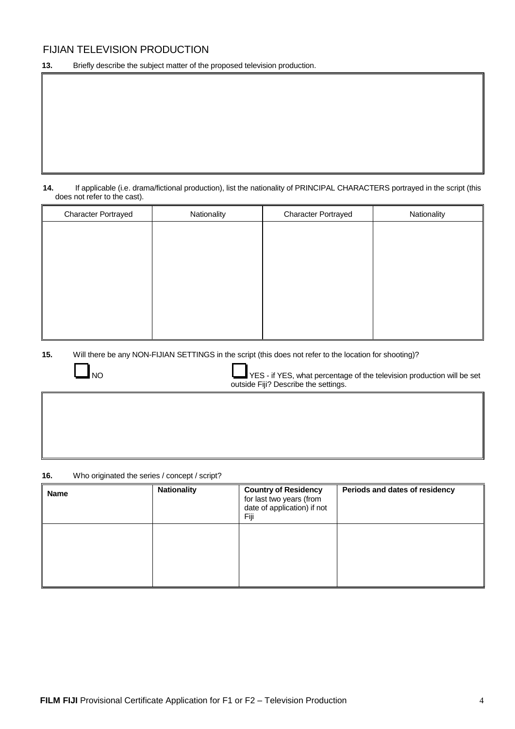## FIJIAN TELEVISION PRODUCTION

**13.** Briefly describe the subject matter of the proposed television production.

| |
|---|
| |

**14.** If applicable (i.e. drama/fictional production), list the nationality of PRINCIPAL CHARACTERS portrayed in the script (this does not refer to the cast).

| Character Portrayed | Nationality | Character Portrayed | Nationality |
|---|---|---|---|
| | | | |

**15.** Will there be any NON-FIJIAN SETTINGS in the script (this does not refer to the location for shooting)?

☐ NO

☐ YES - if YES, what percentage of the television production will be set outside Fiji? Describe the settings.

| |
|---|
| |

**16.** Who originated the series / concept / script?

| **Name** | **Nationality** | **Country of Residency** for last two years (from date of application) if not Fiji | **Periods and dates of residency** |
|---|---|---|---|
| | | | |

**FILM FIJI** Provisional Certificate Application for F1 or F2 – Television Production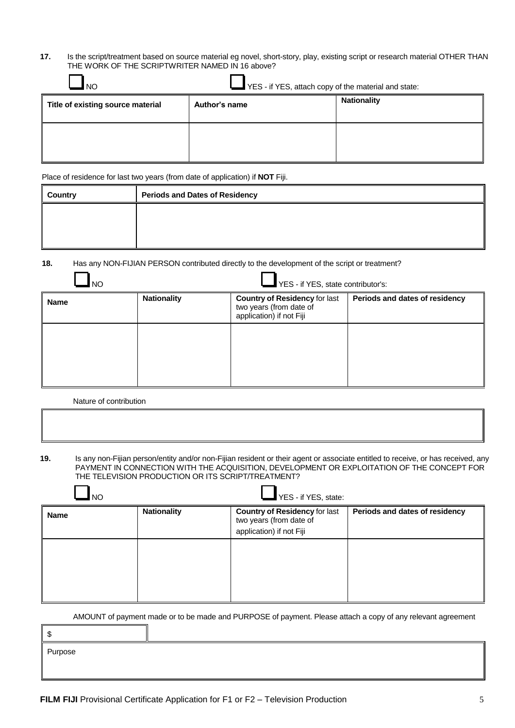**17.** Is the script/treatment based on source material eg novel, short-story, play, existing script or research material OTHER THAN THE WORK OF THE SCRIPTWRITER NAMED IN 16 above?

☐ NO ☐ YES - if YES, attach copy of the material and state:

| Title of existing source material | Author's name | Nationality |
|---|---|---|
| | | |

Place of residence for last two years (from date of application) if **NOT** Fiji.

| Country | Periods and Dates of Residency |
|---|---|
| | |

**18.** Has any NON-FIJIAN PERSON contributed directly to the development of the script or treatment?

☐ NO ☐ YES - if YES, state contributor's:

| Name | Nationality | Country of Residency for last two years (from date of application) if not Fiji | Periods and dates of residency |
|---|---|---|---|
| | | | |

Nature of contribution

| |
|---|
| |

**19.** Is any non-Fijian person/entity and/or non-Fijian resident or their agent or associate entitled to receive, or has received, any PAYMENT IN CONNECTION WITH THE ACQUISITION, DEVELOPMENT OR EXPLOITATION OF THE CONCEPT FOR THE TELEVISION PRODUCTION OR ITS SCRIPT/TREATMENT?

☐ NO ☐ YES - if YES, state:

| Name | Nationality | Country of Residency for last two years (from date of application) if not Fiji | Periods and dates of residency |
|---|---|---|---|
| | | | |

AMOUNT of payment made or to be made and PURPOSE of payment. Please attach a copy of any relevant agreement

| $ | |
|---|---|
| Purpose | |

**FILM FIJI** Provisional Certificate Application for F1 or F2 – Television Production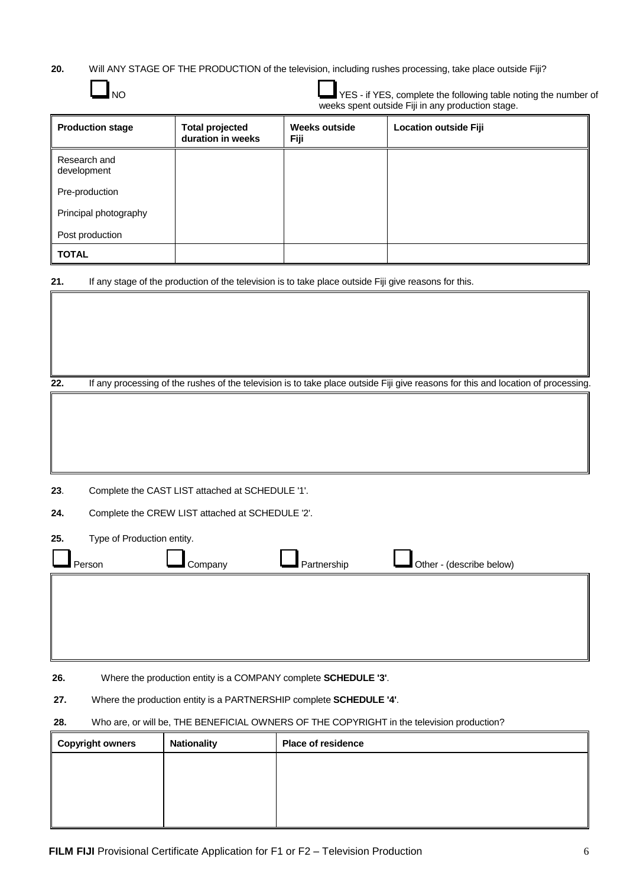**20.** Will ANY STAGE OF THE PRODUCTION of the television, including rushes processing, take place outside Fiji?

☐ NO

☐ YES - if YES, complete the following table noting the number of weeks spent outside Fiji in any production stage.

| Production stage | Total projected duration in weeks | Weeks outside Fiji | Location outside Fiji |
|---|---|---|---|
| Research and development | | | |
| Pre-production | | | |
| Principal photography | | | |
| Post production | | | |
| **TOTAL** | | | |

**21.** If any stage of the production of the television is to take place outside Fiji give reasons for this.

| |
|---|
| |

**22.** If any processing of the rushes of the television is to take place outside Fiji give reasons for this and location of processing.

| |
|---|
| |

**23**. Complete the CAST LIST attached at SCHEDULE '1'.

**24.** Complete the CREW LIST attached at SCHEDULE '2'.

**25.** Type of Production entity.

☐ Person ☐ Company ☐ Partnership ☐ Other - (describe below)

| |
|---|
| |

**26.** Where the production entity is a COMPANY complete **SCHEDULE '3'**.

**27.** Where the production entity is a PARTNERSHIP complete **SCHEDULE '4'**.

**28.** Who are, or will be, THE BENEFICIAL OWNERS OF THE COPYRIGHT in the television production?

| Copyright owners | Nationality | Place of residence |
|---|---|---|
| | | |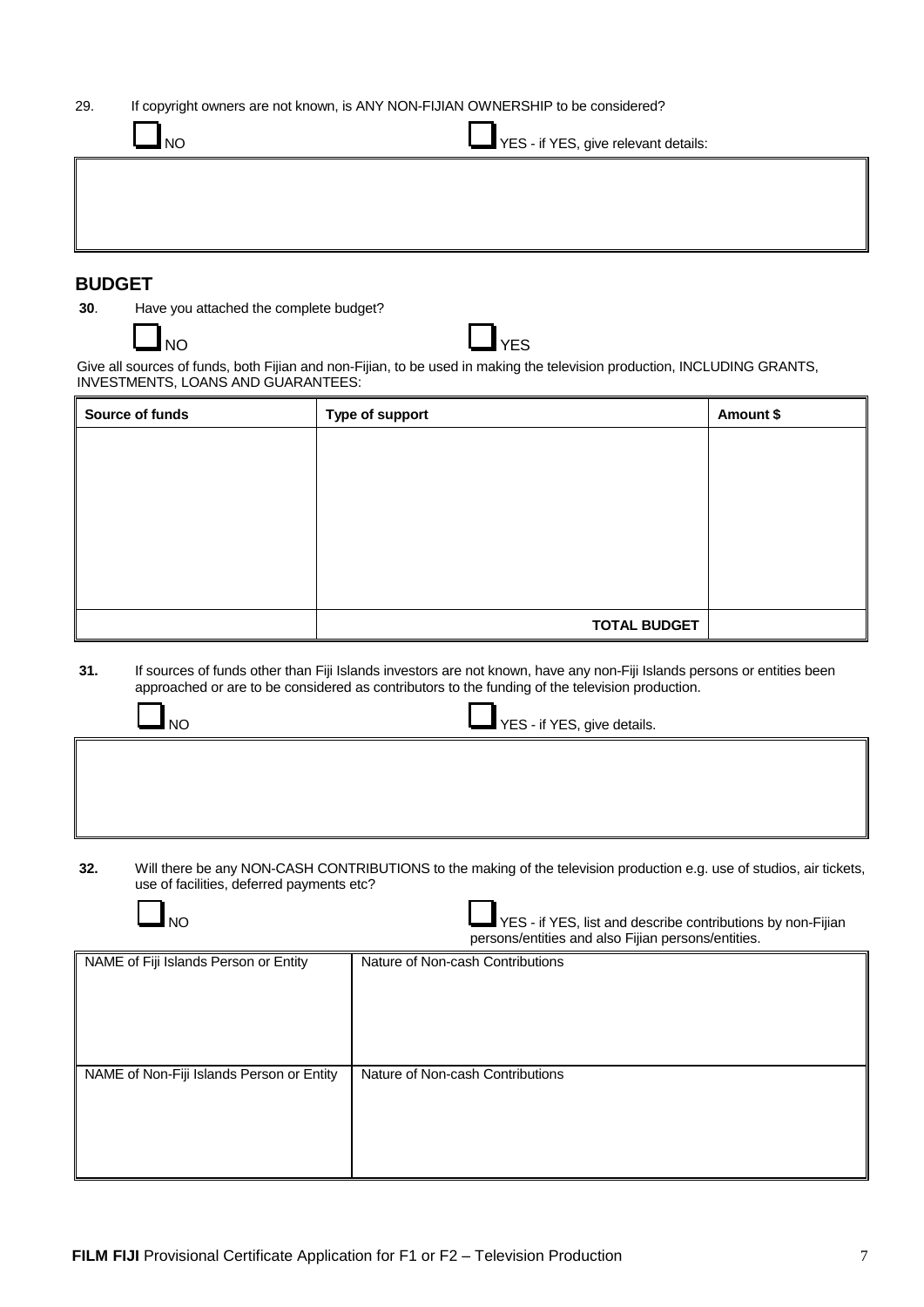29. If copyright owners are not known, is ANY NON-FIJIAN OWNERSHIP to be considered?

☐ NO ☐ YES - if YES, give relevant details:

| |
|---|
| |

## BUDGET

**30**. Have you attached the complete budget?

☐ NO ☐ YES

Give all sources of funds, both Fijian and non-Fijian, to be used in making the television production, INCLUDING GRANTS, INVESTMENTS, LOANS AND GUARANTEES:

| Source of funds | Type of support | Amount $ |
|---|---|---|
| | | |
| | **TOTAL BUDGET** | |

**31.** If sources of funds other than Fiji Islands investors are not known, have any non-Fiji Islands persons or entities been approached or are to be considered as contributors to the funding of the television production.

☐ NO ☐ YES - if YES, give details.

| |
|---|
| |

**32.** Will there be any NON-CASH CONTRIBUTIONS to the making of the television production e.g. use of studios, air tickets, use of facilities, deferred payments etc?

☐ NO ☐ YES - if YES, list and describe contributions by non-Fijian persons/entities and also Fijian persons/entities.

| NAME of Fiji Islands Person or Entity | Nature of Non-cash Contributions |
|---|---|
| NAME of Non-Fiji Islands Person or Entity | Nature of Non-cash Contributions |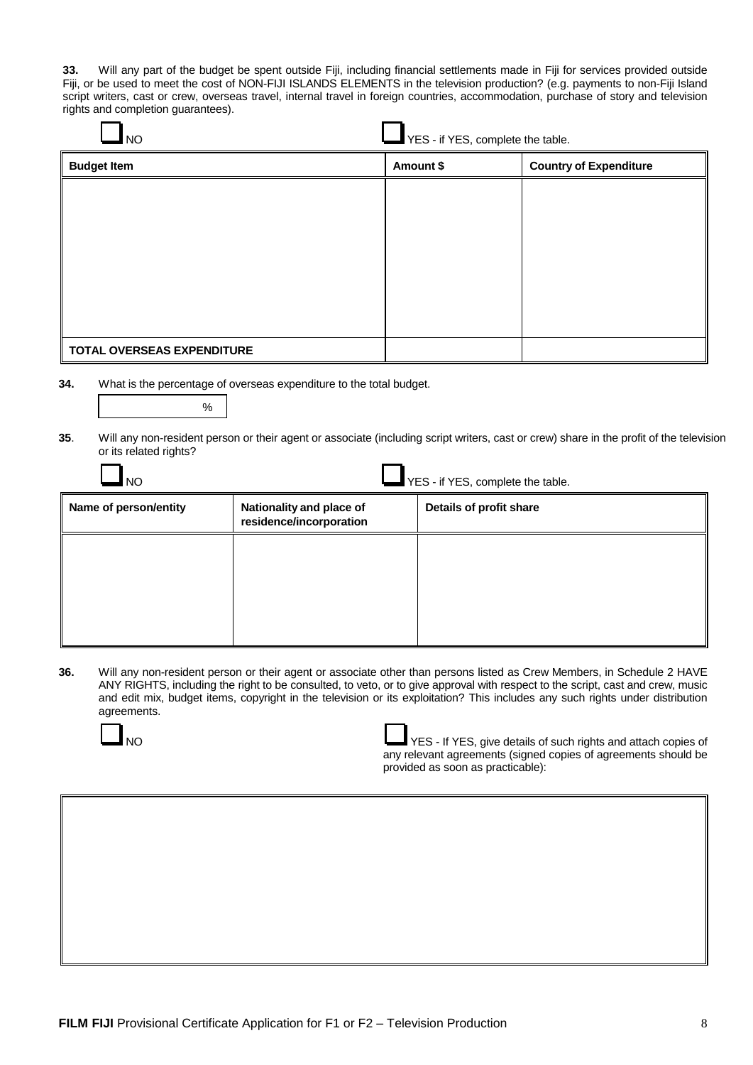**33.** Will any part of the budget be spent outside Fiji, including financial settlements made in Fiji for services provided outside Fiji, or be used to meet the cost of NON-FIJI ISLANDS ELEMENTS in the television production? (e.g. payments to non-Fiji Island script writers, cast or crew, overseas travel, internal travel in foreign countries, accommodation, purchase of story and television rights and completion guarantees).

☐ NO ☐ YES - if YES, complete the table.

| Budget Item | Amount $ | Country of Expenditure |
|---|---|---|
| | | |
| **TOTAL OVERSEAS EXPENDITURE** | | |

**34.** What is the percentage of overseas expenditure to the total budget.

%

**35**. Will any non-resident person or their agent or associate (including script writers, cast or crew) share in the profit of the television or its related rights?

☐ NO ☐ YES - if YES, complete the table.

| Name of person/entity | Nationality and place of residence/incorporation | Details of profit share |
|---|---|---|
| | | |

**36.** Will any non-resident person or their agent or associate other than persons listed as Crew Members, in Schedule 2 HAVE ANY RIGHTS, including the right to be consulted, to veto, or to give approval with respect to the script, cast and crew, music and edit mix, budget items, copyright in the television or its exploitation? This includes any such rights under distribution agreements.

☐ NO ☐ YES - If YES, give details of such rights and attach copies of any relevant agreements (signed copies of agreements should be provided as soon as practicable):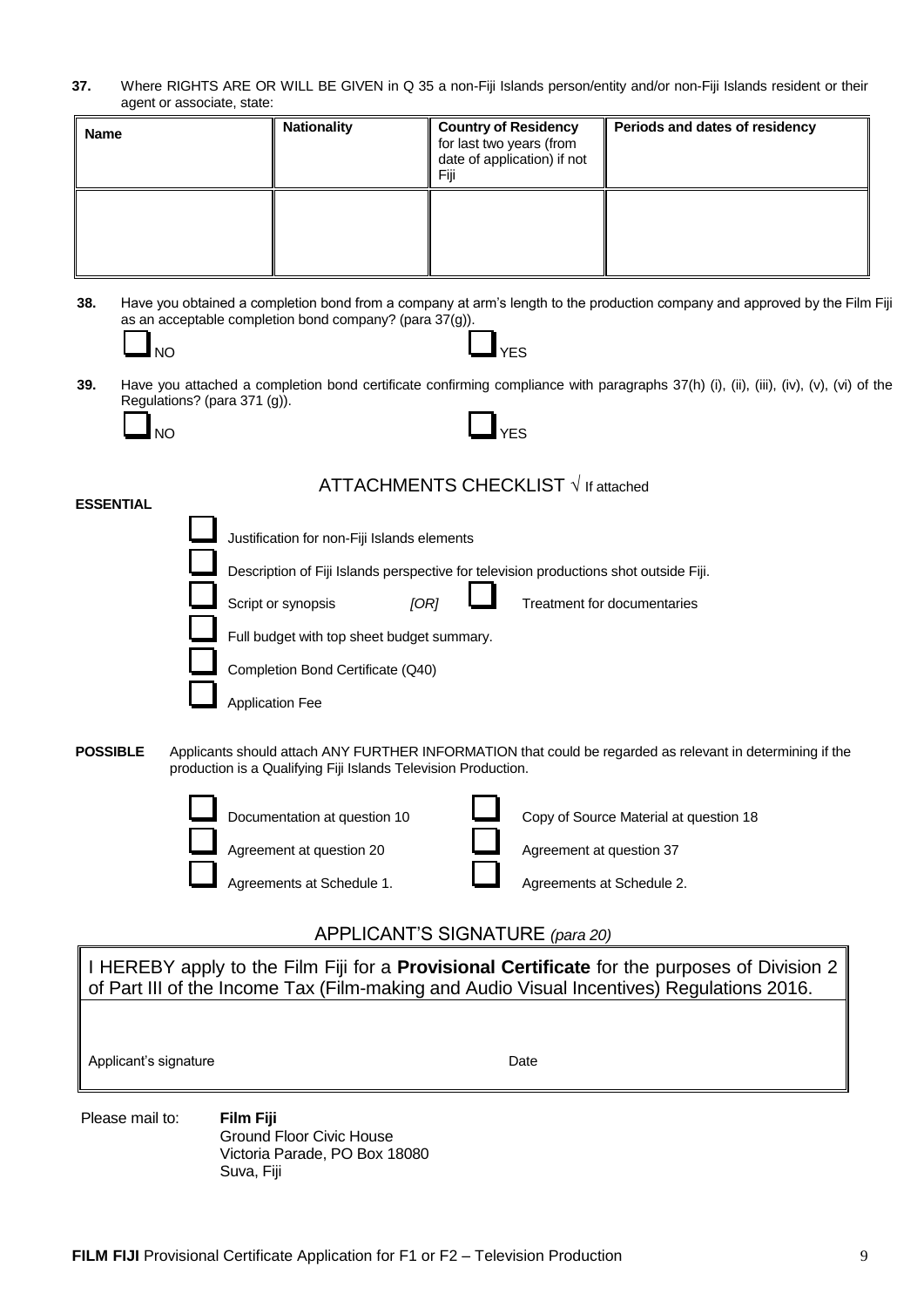**37.** Where RIGHTS ARE OR WILL BE GIVEN in Q 35 a non-Fiji Islands person/entity and/or non-Fiji Islands resident or their agent or associate, state:

| Name | Nationality | Country of Residency for last two years (from date of application) if not Fiji | Periods and dates of residency |
|---|---|---|---|
| | | | |

**38.** Have you obtained a completion bond from a company at arm's length to the production company and approved by the Film Fiji as an acceptable completion bond company? (para 37(g)).

☐ NO ☐ YES

**39.** Have you attached a completion bond certificate confirming compliance with paragraphs 37(h) (i), (ii), (iii), (iv), (v), (vi) of the Regulations? (para 371 (g)).

☐ NO ☐ YES

## ATTACHMENTS CHECKLIST √ If attached

**ESSENTIAL**

- ☐ Justification for non-Fiji Islands elements
- ☐ Description of Fiji Islands perspective for television productions shot outside Fiji.
- ☐ Script or synopsis *[OR]* ☐ Treatment for documentaries
- ☐ Full budget with top sheet budget summary.
- ☐ Completion Bond Certificate (Q40)
- ☐ Application Fee

**POSSIBLE** Applicants should attach ANY FURTHER INFORMATION that could be regarded as relevant in determining if the production is a Qualifying Fiji Islands Television Production.

- ☐ Documentation at question 10
- ☐ Copy of Source Material at question 18
- ☐ Agreement at question 20
- ☐ Agreement at question 37
- ☐ Agreements at Schedule 1.
- ☐ Agreements at Schedule 2.

## APPLICANT'S SIGNATURE *(para 20)*

I HEREBY apply to the Film Fiji for a **Provisional Certificate** for the purposes of Division 2 of Part III of the Income Tax (Film-making and Audio Visual Incentives) Regulations 2016.

Applicant's signature Date

Please mail to: **Film Fiji**
Ground Floor Civic House
Victoria Parade, PO Box 18080
Suva, Fiji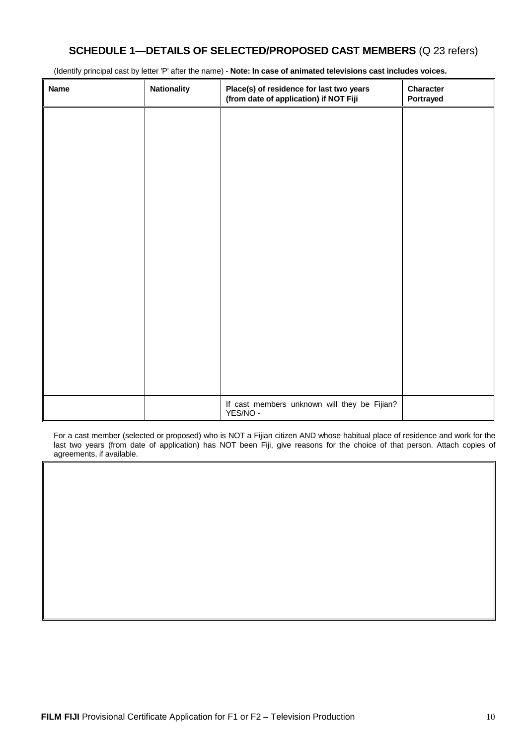## **SCHEDULE 1—DETAILS OF SELECTED/PROPOSED CAST MEMBERS** (Q 23 refers)

(Identify principal cast by letter 'P' after the name) - **Note: In case of animated televisions cast includes voices.**

| **Name** | **Nationality** | **Place(s) of residence for last two years (from date of application) if NOT Fiji** | **Character Portrayed** |
|---|---|---|---|
| | | | |
| | | If cast members unknown will they be Fijian? YES/NO - | |

For a cast member (selected or proposed) who is NOT a Fijian citizen AND whose habitual place of residence and work for the last two years (from date of application) has NOT been Fiji, give reasons for the choice of that person. Attach copies of agreements, if available.

| |
|---|
| |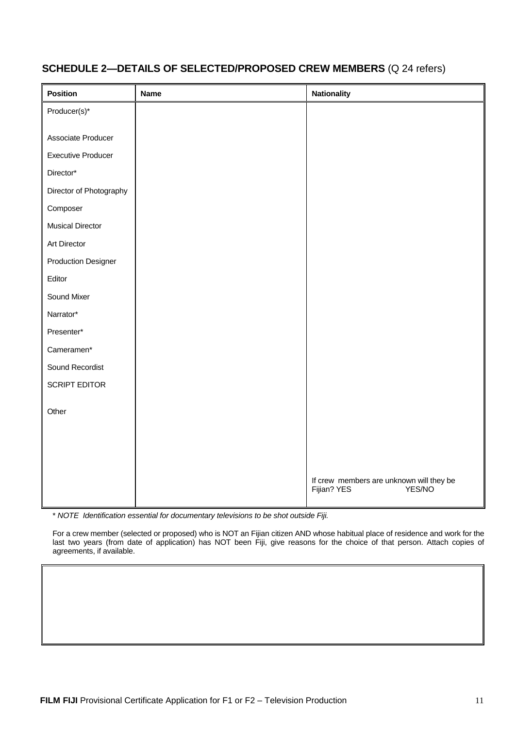## SCHEDULE 2—DETAILS OF SELECTED/PROPOSED CREW MEMBERS (Q 24 refers)

| Position | Name | Nationality |
|---|---|---|
| Producer(s)* | | |
| Associate Producer | | |
| Executive Producer | | |
| Director* | | |
| Director of Photography | | |
| Composer | | |
| Musical Director | | |
| Art Director | | |
| Production Designer | | |
| Editor | | |
| Sound Mixer | | |
| Narrator* | | |
| Presenter* | | |
| Cameramen* | | |
| Sound Recordist | | |
| SCRIPT EDITOR | | |
| Other | | |
| | | If crew members are unknown will they be Fijian? YES YES/NO |

*\* NOTE Identification essential for documentary televisions to be shot outside Fiji.*

For a crew member (selected or proposed) who is NOT an Fijian citizen AND whose habitual place of residence and work for the last two years (from date of application) has NOT been Fiji, give reasons for the choice of that person. Attach copies of agreements, if available.

| |
|---|
| |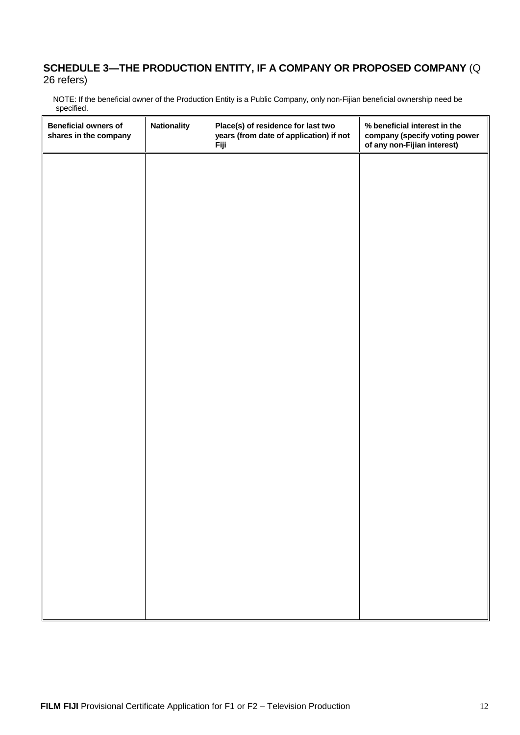## **SCHEDULE 3—THE PRODUCTION ENTITY, IF A COMPANY OR PROPOSED COMPANY** (Q 26 refers)

NOTE: If the beneficial owner of the Production Entity is a Public Company, only non-Fijian beneficial ownership need be specified.

| Beneficial owners of shares in the company | Nationality | Place(s) of residence for last two years (from date of application) if not Fiji | % beneficial interest in the company (specify voting power of any non-Fijian interest) |
|---|---|---|---|
| | | | |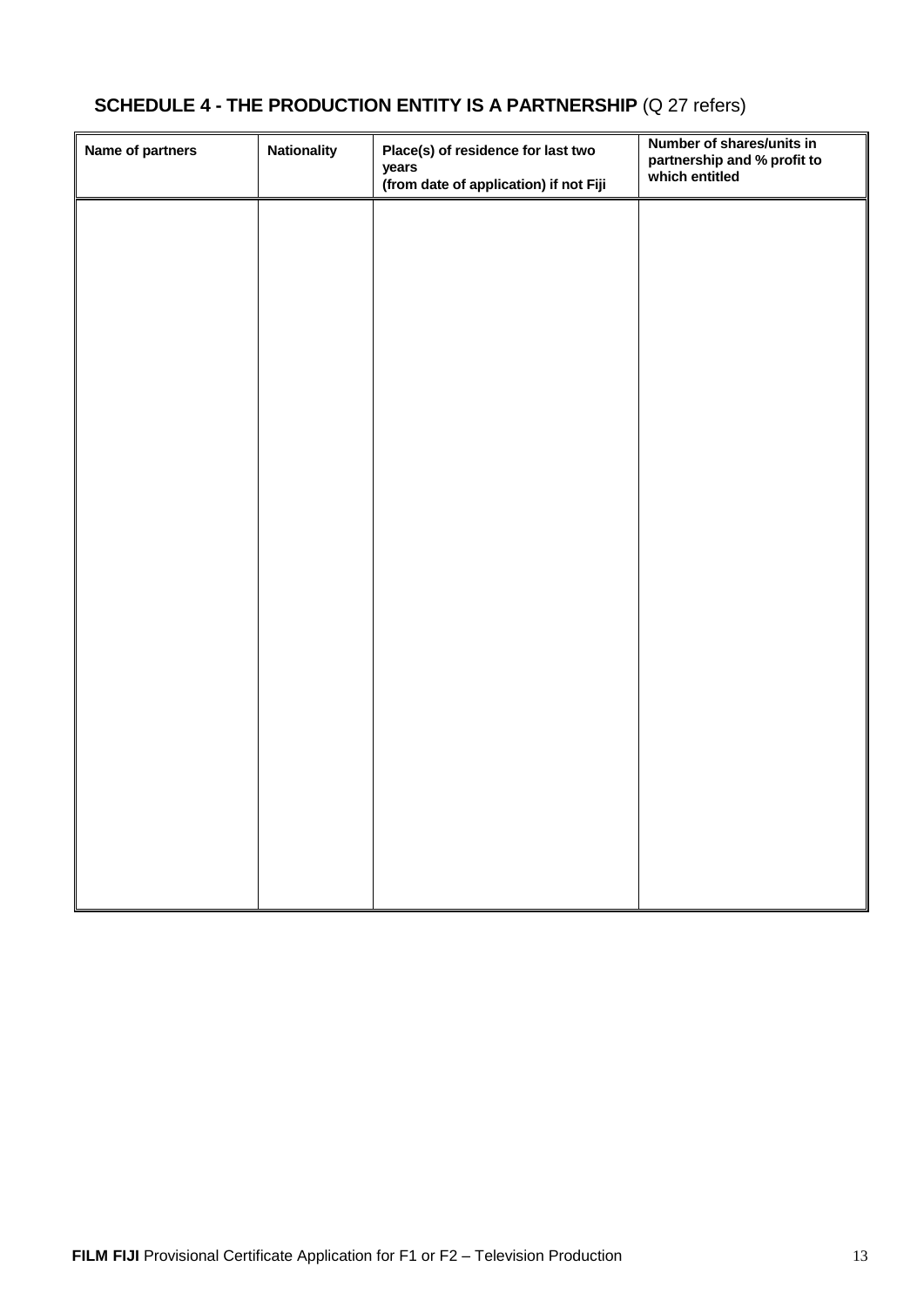## SCHEDULE 4 - THE PRODUCTION ENTITY IS A PARTNERSHIP (Q 27 refers)

| Name of partners | Nationality | Place(s) of residence for last two years (from date of application) if not Fiji | Number of shares/units in partnership and % profit to which entitled |
| --- | --- | --- | --- |
| | | | |